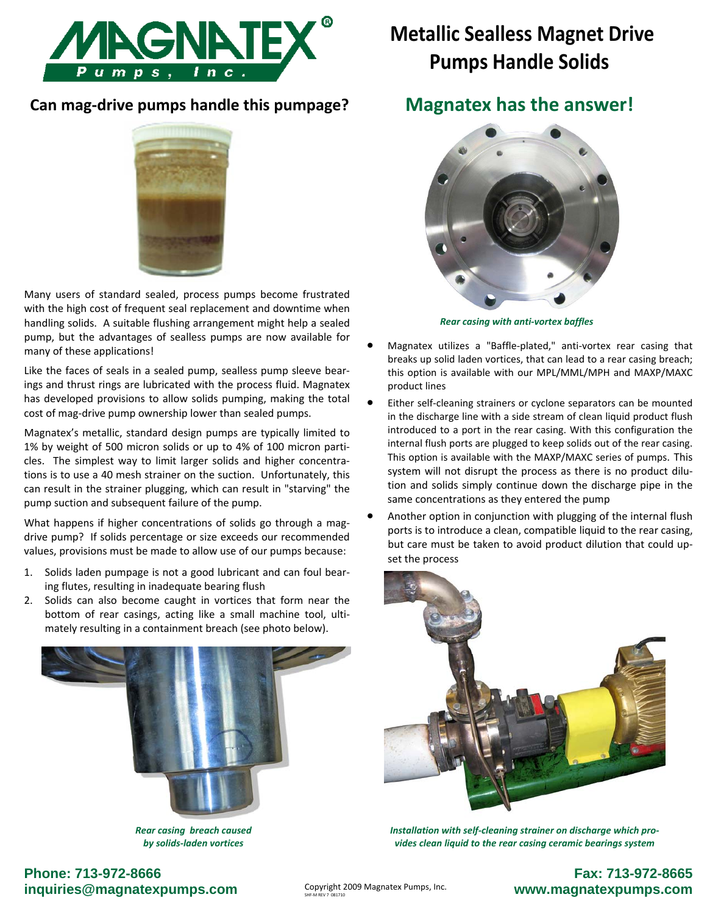# Metallic Sealless Magnet Drive Pumps Handle Solids

## Can mag-drive pumps handle this pumpage?

Many users of standard sealed, process pumps become frustrated with the high cost of frequent seal replacement and downtime when handling solids. A suitable flushing arrangement might help a sealed pump, but the advantages of sealless pumps are now available for many of these applications!

Like the faces of seals in a sealed pump, sealless pump sleeve bearings and thrust rings are lubricated with the process fluid. Magnatex has developed provisions to allow solids pumping, making the total cost of mag-drive pump ownership lower than sealed pumps.

Magnatex's metallic, standard design pumps are typically limited to 1% by weight of 500 micron solids or up to 4% of 100 micron particles. The simplest way to limit larger solids and higher concentrations is to use a 40 mesh strainer on the suction. Unfortunately, this can result in the strainer plugging, which can result in "starving" the pump suction and subsequent failure of the pump.

What happens if higher concentrations of solids go through a mag-drive pump? If solids percentage or size exceeds our recommended values, provisions must be made to allow use of our pumps because:

1. Solids laden pumpage is not a good lubricant and can foul bearing flutes, resulting in inadequate bearing flush
2. Solids can also become caught in vortices that form near the bottom of rear casings, acting like a small machine tool, ultimately resulting in a containment breach (see photo below).

*Rear casing breach caused by solids-laden vortices*

## Magnatex has the answer!

*Rear casing with anti-vortex baffles*

- Magnatex utilizes a "Baffle-plated," anti-vortex rear casing that breaks up solid laden vortices, that can lead to a rear casing breach; this option is available with our MPL/MML/MPH and MAXP/MAXC product lines
- Either self-cleaning strainers or cyclone separators can be mounted in the discharge line with a side stream of clean liquid product flush introduced to a port in the rear casing. With this configuration the internal flush ports are plugged to keep solids out of the rear casing. This option is available with the MAXP/MAXC series of pumps. This system will not disrupt the process as there is no product dilution and solids simply continue down the discharge pipe in the same concentrations as they entered the pump
- Another option in conjunction with plugging of the internal flush ports is to introduce a clean, compatible liquid to the rear casing, but care must be taken to avoid product dilution that could upset the process

*Installation with self-cleaning strainer on discharge which provides clean liquid to the rear casing ceramic bearings system*

**Phone: 713-972-8666**
**inquiries@magnatexpumps.com**

Copyright 2009 Magnatex Pumps, Inc.

**Fax: 713-972-8665**
**www.magnatexpumps.com**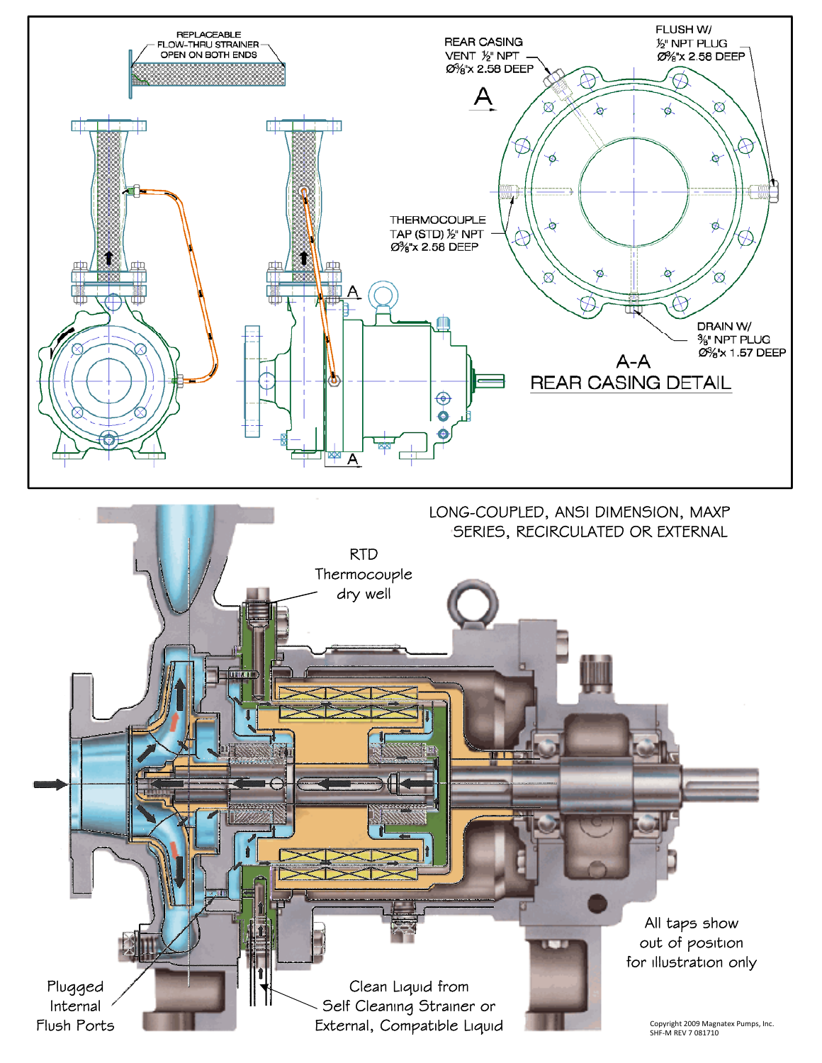REPLACEABLE FLOW-THRU STRAINER OPEN ON BOTH ENDS

REAR CASING VENT ½" NPT Ø⅜"x 2.58 DEEP

FLUSH W/ ½" NPT PLUG Ø⅜"x 2.58 DEEP

THERMOCOUPLE TAP (STD) ½" NPT Ø⅜"x 2.58 DEEP

DRAIN W/ ⅜" NPT PLUG Ø⅜"x 1.57 DEEP

A-A
REAR CASING DETAIL

LONG-COUPLED, ANSI DIMENSION, MAXP SERIES, RECIRCULATED OR EXTERNAL

RTD Thermocouple dry well

Plugged Internal Flush Ports

Clean Liquid from Self Cleaning Strainer or External, Compatible Liquid

All taps show out of position for illustration only

Copyright 2009 Magnatex Pumps, Inc.
SHF-M REV 7 081710